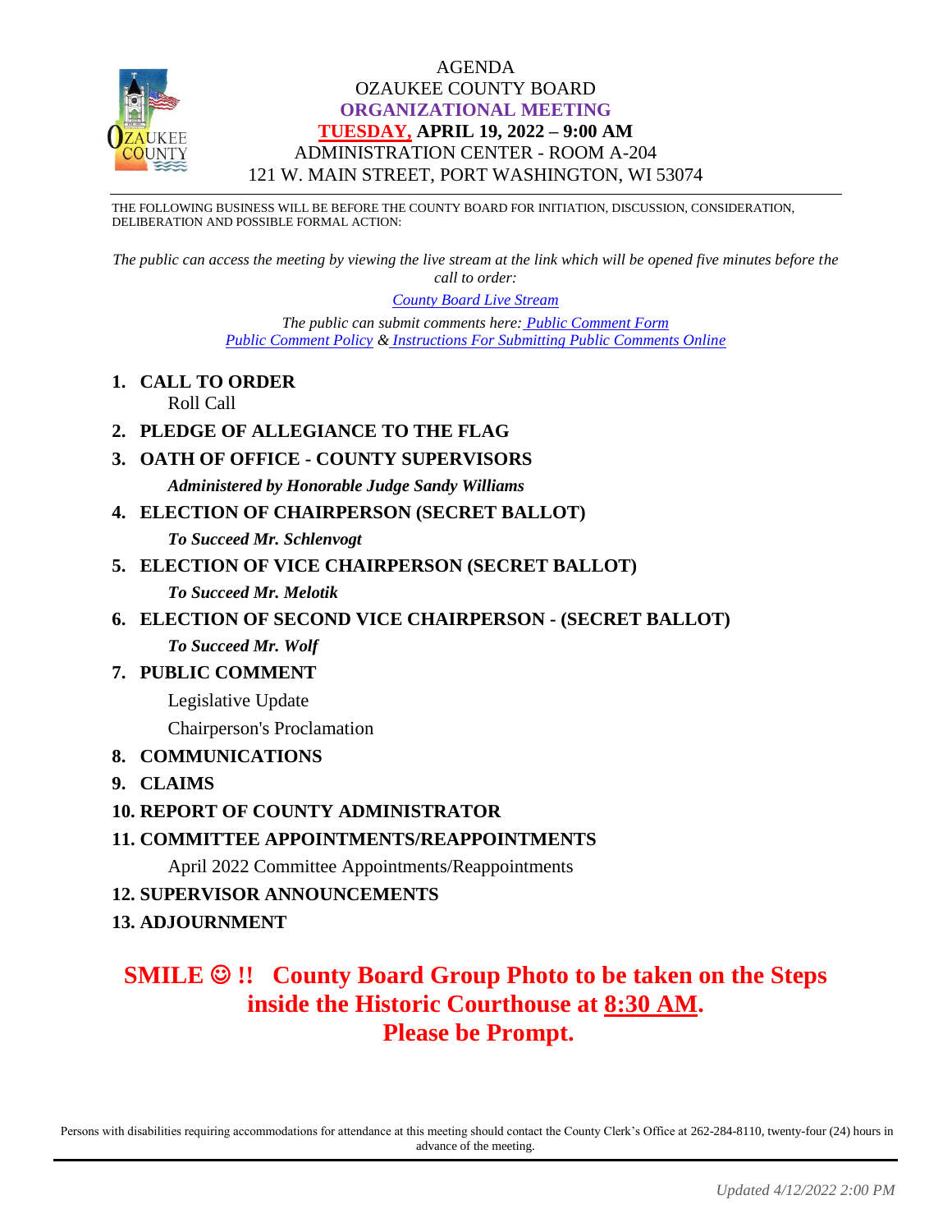# AGENDA
# OZAUKEE COUNTY BOARD
## ORGANIZATIONAL MEETING
## TUESDAY, APRIL 19, 2022 – 9:00 AM
ADMINISTRATION CENTER - ROOM A-204
121 W. MAIN STREET, PORT WASHINGTON, WI 53074

---

THE FOLLOWING BUSINESS WILL BE BEFORE THE COUNTY BOARD FOR INITIATION, DISCUSSION, CONSIDERATION, DELIBERATION AND POSSIBLE FORMAL ACTION:

*The public can access the meeting by viewing the live stream at the link which will be opened five minutes before the call to order:*

*County Board Live Stream*

*The public can submit comments here: Public Comment Form*
*Public Comment Policy & Instructions For Submitting Public Comments Online*

1. **CALL TO ORDER**
   Roll Call
2. **PLEDGE OF ALLEGIANCE TO THE FLAG**
3. **OATH OF OFFICE - COUNTY SUPERVISORS**
   ***Administered by Honorable Judge Sandy Williams***
4. **ELECTION OF CHAIRPERSON (SECRET BALLOT)**
   ***To Succeed Mr. Schlenvogt***
5. **ELECTION OF VICE CHAIRPERSON (SECRET BALLOT)**
   ***To Succeed Mr. Melotik***
6. **ELECTION OF SECOND VICE CHAIRPERSON - (SECRET BALLOT)**
   ***To Succeed Mr. Wolf***
7. **PUBLIC COMMENT**
   Legislative Update
   Chairperson's Proclamation
8. **COMMUNICATIONS**
9. **CLAIMS**
10. **REPORT OF COUNTY ADMINISTRATOR**
11. **COMMITTEE APPOINTMENTS/REAPPOINTMENTS**
    April 2022 Committee Appointments/Reappointments
12. **SUPERVISOR ANNOUNCEMENTS**
13. **ADJOURNMENT**

**SMILE ☺ !! County Board Group Photo to be taken on the Steps inside the Historic Courthouse at 8:30 AM. Please be Prompt.**

Persons with disabilities requiring accommodations for attendance at this meeting should contact the County Clerk's Office at 262-284-8110, twenty-four (24) hours in advance of the meeting.

*Updated 4/12/2022 2:00 PM*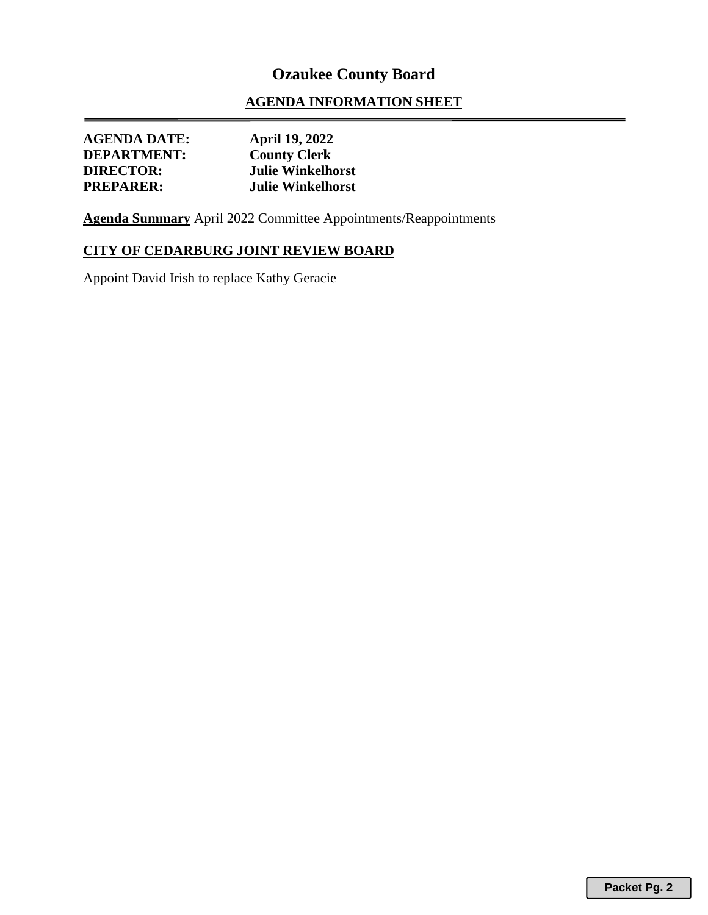# Ozaukee County Board

## AGENDA INFORMATION SHEET

**AGENDA DATE:** **April 19, 2022**
**DEPARTMENT:** **County Clerk**
**DIRECTOR:** **Julie Winkelhorst**
**PREPARER:** **Julie Winkelhorst**

---

**Agenda Summary** April 2022 Committee Appointments/Reappointments

**CITY OF CEDARBURG JOINT REVIEW BOARD**

Appoint David Irish to replace Kathy Geracie